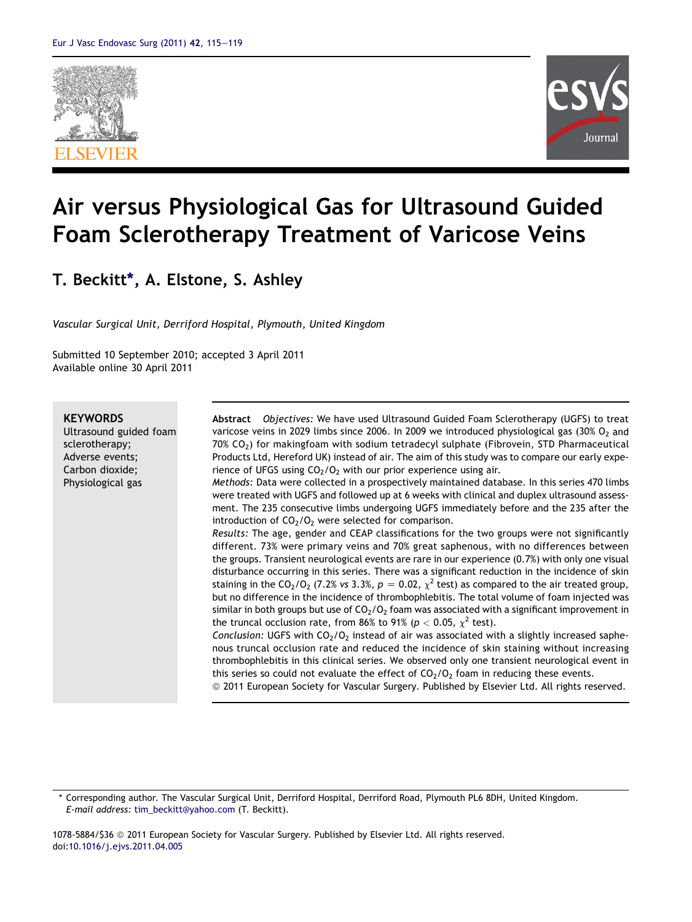# Air versus Physiological Gas for Ultrasound Guided Foam Sclerotherapy Treatment of Varicose Veins

**T. Beckitt*, A. Elstone, S. Ashley**

*Vascular Surgical Unit, Derriford Hospital, Plymouth, United Kingdom*

Submitted 10 September 2010; accepted 3 April 2011
Available online 30 April 2011

**KEYWORDS**
Ultrasound guided foam sclerotherapy;
Adverse events;
Carbon dioxide;
Physiological gas

**Abstract** *Objectives:* We have used Ultrasound Guided Foam Sclerotherapy (UGFS) to treat varicose veins in 2029 limbs since 2006. In 2009 we introduced physiological gas (30% $O_2$ and 70% $CO_2$) for makingfoam with sodium tetradecyl sulphate (Fibrovein, STD Pharmaceutical Products Ltd, Hereford UK) instead of air. The aim of this study was to compare our early experience of UFGS using $CO_2/O_2$ with our prior experience using air.

*Methods:* Data were collected in a prospectively maintained database. In this series 470 limbs were treated with UGFS and followed up at 6 weeks with clinical and duplex ultrasound assessment. The 235 consecutive limbs undergoing UGFS immediately before and the 235 after the introduction of $CO_2/O_2$ were selected for comparison.

*Results:* The age, gender and CEAP classifications for the two groups were not significantly different. 73% were primary veins and 70% great saphenous, with no differences between the groups. Transient neurological events are rare in our experience (0.7%) with only one visual disturbance occurring in this series. There was a significant reduction in the incidence of skin staining in the $CO_2/O_2$ (7.2% *vs* 3.3%, $p = 0.02$, $\chi^2$ test) as compared to the air treated group, but no difference in the incidence of thrombophlebitis. The total volume of foam injected was similar in both groups but use of $CO_2/O_2$ foam was associated with a significant improvement in the truncal occlusion rate, from 86% to 91% ($p < 0.05$, $\chi^2$ test).

*Conclusion:* UGFS with $CO_2/O_2$ instead of air was associated with a slightly increased saphenous truncal occlusion rate and reduced the incidence of skin staining without increasing thrombophlebitis in this clinical series. We observed only one transient neurological event in this series so could not evaluate the effect of $CO_2/O_2$ foam in reducing these events.

© 2011 European Society for Vascular Surgery. Published by Elsevier Ltd. All rights reserved.

---

* Corresponding author. The Vascular Surgical Unit, Derriford Hospital, Derriford Road, Plymouth PL6 8DH, United Kingdom.
*E-mail address:* tim_beckitt@yahoo.com (T. Beckitt).

1078-5884/$36 © 2011 European Society for Vascular Surgery. Published by Elsevier Ltd. All rights reserved.
doi:10.1016/j.ejvs.2011.04.005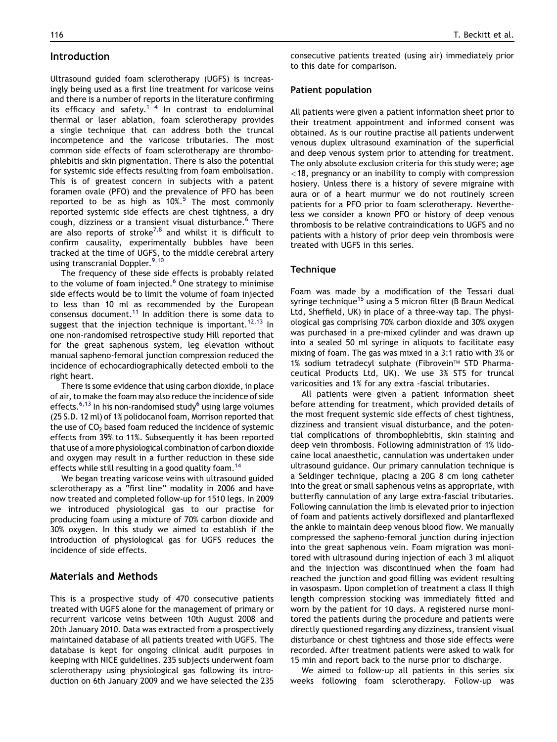## Introduction

Ultrasound guided foam sclerotherapy (UGFS) is increasingly being used as a first line treatment for varicose veins and there is a number of reports in the literature confirming its efficacy and safety.[1–4] In contrast to endoluminal thermal or laser ablation, foam sclerotherapy provides a single technique that can address both the truncal incompetence and the varicose tributaries. The most common side effects of foam sclerotherapy are thrombophlebitis and skin pigmentation. There is also the potential for systemic side effects resulting from foam embolisation. This is of greatest concern in subjects with a patent foramen ovale (PFO) and the prevalence of PFO has been reported to be as high as 10%.[5] The most commonly reported systemic side effects are chest tightness, a dry cough, dizziness or a transient visual disturbance.[6] There are also reports of stroke[7,8] and whilst it is difficult to confirm causality, experimentally bubbles have been tracked at the time of UGFS, to the middle cerebral artery using transcranial Doppler.[9,10]

The frequency of these side effects is probably related to the volume of foam injected.[6] One strategy to minimise side effects would be to limit the volume of foam injected to less than 10 ml as recommended by the European consensus document.[11] In addition there is some data to suggest that the injection technique is important.[12,13] In one non-randomised retrospective study Hill reported that for the great saphenous system, leg elevation without manual sapheno-femoral junction compression reduced the incidence of echocardiographically detected emboli to the right heart.

There is some evidence that using carbon dioxide, in place of air, to make the foam may also reduce the incidence of side effects.[6,13] In his non-randomised study[6] using large volumes (25 S.D. 12 ml) of 1% polidocanol foam, Morrison reported that the use of $CO_2$ based foam reduced the incidence of systemic effects from 39% to 11%. Subsequently it has been reported that use of a more physiological combination of carbon dioxide and oxygen may result in a further reduction in these side effects while still resulting in a good quality foam.[14]

We began treating varicose veins with ultrasound guided sclerotherapy as a "first line" modality in 2006 and have now treated and completed follow-up for 1510 legs. In 2009 we introduced physiological gas to our practise for producing foam using a mixture of 70% carbon dioxide and 30% oxygen. In this study we aimed to establish if the introduction of physiological gas for UGFS reduces the incidence of side effects.

## Materials and Methods

This is a prospective study of 470 consecutive patients treated with UGFS alone for the management of primary or recurrent varicose veins between 10th August 2008 and 20th January 2010. Data was extracted from a prospectively maintained database of all patients treated with UGFS. The database is kept for ongoing clinical audit purposes in keeping with NICE guidelines. 235 subjects underwent foam sclerotherapy using physiological gas following its introduction on 6th January 2009 and we have selected the 235 consecutive patients treated (using air) immediately prior to this date for comparison.

### Patient population

All patients were given a patient information sheet prior to their treatment appointment and informed consent was obtained. As is our routine practise all patients underwent venous duplex ultrasound examination of the superficial and deep venous system prior to attending for treatment. The only absolute exclusion criteria for this study were; age <18, pregnancy or an inability to comply with compression hosiery. Unless there is a history of severe migraine with aura or of a heart murmur we do not routinely screen patients for a PFO prior to foam sclerotherapy. Nevertheless we consider a known PFO or history of deep venous thrombosis to be relative contraindications to UGFS and no patients with a history of prior deep vein thrombosis were treated with UGFS in this series.

### Technique

Foam was made by a modification of the Tessari dual syringe technique[15] using a 5 micron filter (B Braun Medical Ltd, Sheffield, UK) in place of a three-way tap. The physiological gas comprising 70% carbon dioxide and 30% oxygen was purchased in a pre-mixed cylinder and was drawn up into a sealed 50 ml syringe in aliquots to facilitate easy mixing of foam. The gas was mixed in a 3:1 ratio with 3% or 1% sodium tetradecyl sulphate (Fibrovein™ STD Pharmaceutical Products Ltd, UK). We use 3% STS for truncal varicosities and 1% for any extra -fascial tributaries.

All patients were given a patient information sheet before attending for treatment, which provided details of the most frequent systemic side effects of chest tightness, dizziness and transient visual disturbance, and the potential complications of thrombophlebitis, skin staining and deep vein thrombosis. Following administration of 1% lidocaine local anaesthetic, cannulation was undertaken under ultrasound guidance. Our primary cannulation technique is a Seldinger technique, placing a 20G 8 cm long catheter into the great or small saphenous veins as appropriate, with butterfly cannulation of any large extra-fascial tributaries. Following cannulation the limb is elevated prior to injection of foam and patients actively dorsiflexed and plantarflexed the ankle to maintain deep venous blood flow. We manually compressed the sapheno-femoral junction during injection into the great saphenous vein. Foam migration was monitored with ultrasound during injection of each 3 ml aliquot and the injection was discontinued when the foam had reached the junction and good filling was evident resulting in vasospasm. Upon completion of treatment a class II thigh length compression stocking was immediately fitted and worn by the patient for 10 days. A registered nurse monitored the patients during the procedure and patients were directly questioned regarding any dizziness, transient visual disturbance or chest tightness and those side effects were recorded. After treatment patients were asked to walk for 15 min and report back to the nurse prior to discharge.

We aimed to follow-up all patients in this series six weeks following foam sclerotherapy. Follow-up was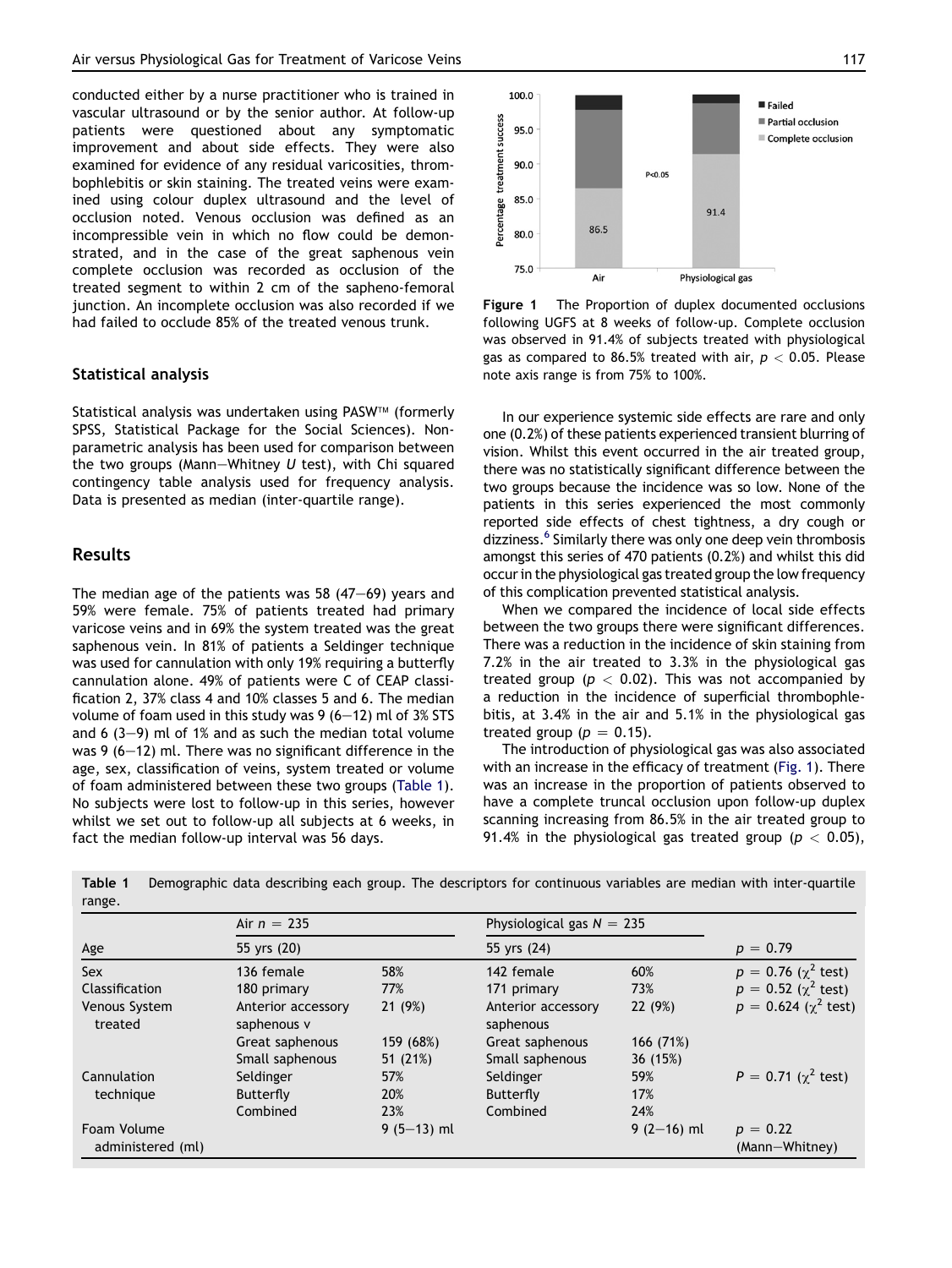conducted either by a nurse practitioner who is trained in vascular ultrasound or by the senior author. At follow-up patients were questioned about any symptomatic improvement and about side effects. They were also examined for evidence of any residual varicosities, thrombophlebitis or skin staining. The treated veins were examined using colour duplex ultrasound and the level of occlusion noted. Venous occlusion was defined as an incompressible vein in which no flow could be demonstrated, and in the case of the great saphenous vein complete occlusion was recorded as occlusion of the treated segment to within 2 cm of the sapheno-femoral junction. An incomplete occlusion was also recorded if we had failed to occlude 85% of the treated venous trunk.

### Statistical analysis

Statistical analysis was undertaken using PASW™ (formerly SPSS, Statistical Package for the Social Sciences). Non-parametric analysis has been used for comparison between the two groups (Mann–Whitney *U* test), with Chi squared contingency table analysis used for frequency analysis. Data is presented as median (inter-quartile range).

## Results

The median age of the patients was 58 (47–69) years and 59% were female. 75% of patients treated had primary varicose veins and in 69% the system treated was the great saphenous vein. In 81% of patients a Seldinger technique was used for cannulation with only 19% requiring a butterfly cannulation alone. 49% of patients were C of CEAP classification 2, 37% class 4 and 10% classes 5 and 6. The median volume of foam used in this study was 9 (6–12) ml of 3% STS and 6 (3–9) ml of 1% and as such the median total volume was 9 (6–12) ml. There was no significant difference in the age, sex, classification of veins, system treated or volume of foam administered between these two groups (Table 1). No subjects were lost to follow-up in this series, however whilst we set out to follow-up all subjects at 6 weeks, in fact the median follow-up interval was 56 days.

**Figure 1** The Proportion of duplex documented occlusions following UGFS at 8 weeks of follow-up. Complete occlusion was observed in 91.4% of subjects treated with physiological gas as compared to 86.5% treated with air, $p < 0.05$. Please note axis range is from 75% to 100%.

In our experience systemic side effects are rare and only one (0.2%) of these patients experienced transient blurring of vision. Whilst this event occurred in the air treated group, there was no statistically significant difference between the two groups because the incidence was so low. None of the patients in this series experienced the most commonly reported side effects of chest tightness, a dry cough or dizziness.[6] Similarly there was only one deep vein thrombosis amongst this series of 470 patients (0.2%) and whilst this did occur in the physiological gas treated group the low frequency of this complication prevented statistical analysis.

When we compared the incidence of local side effects between the two groups there were significant differences. There was a reduction in the incidence of skin staining from 7.2% in the air treated to 3.3% in the physiological gas treated group ($p < 0.02$). This was not accompanied by a reduction in the incidence of superficial thrombophlebitis, at 3.4% in the air and 5.1% in the physiological gas treated group ($p = 0.15$).

The introduction of physiological gas was also associated with an increase in the efficacy of treatment (Fig. 1). There was an increase in the proportion of patients observed to have a complete truncal occlusion upon follow-up duplex scanning increasing from 86.5% in the air treated group to 91.4% in the physiological gas treated group ($p < 0.05$),

**Table 1** Demographic data describing each group. The descriptors for continuous variables are median with inter-quartile range.

| | Air $n = 235$ | | Physiological gas $N = 235$ | | |
|---|---|---|---|---|---|
| Age | 55 yrs (20) | | 55 yrs (24) | | $p = 0.79$ |
| Sex | 136 female | 58% | 142 female | 60% | $p = 0.76$ ($\chi^2$ test) |
| Classification | 180 primary | 77% | 171 primary | 73% | $p = 0.52$ ($\chi^2$ test) |
| Venous System treated | Anterior accessory saphenous v | 21 (9%) | Anterior accessory saphenous | 22 (9%) | $p = 0.624$ ($\chi^2$ test) |
| | Great saphenous | 159 (68%) | Great saphenous | 166 (71%) | |
| | Small saphenous | 51 (21%) | Small saphenous | 36 (15%) | |
| Cannulation technique | Seldinger | 57% | Seldinger | 59% | $P = 0.71$ ($\chi^2$ test) |
| | Butterfly | 20% | Butterfly | 17% | |
| | Combined | 23% | Combined | 24% | |
| Foam Volume administered (ml) | | 9 (5–13) ml | | 9 (2–16) ml | $p = 0.22$ (Mann–Whitney) |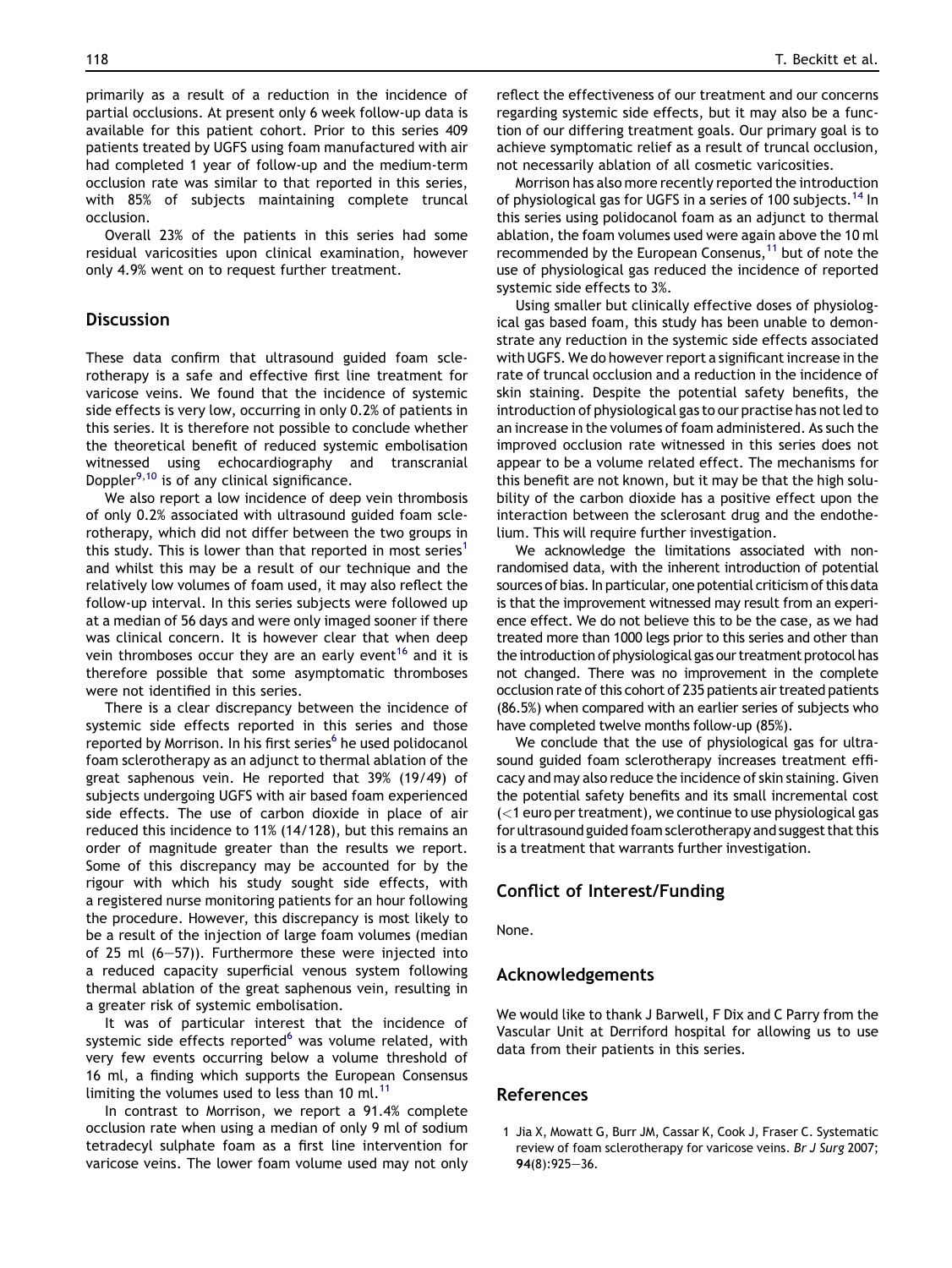primarily as a result of a reduction in the incidence of partial occlusions. At present only 6 week follow-up data is available for this patient cohort. Prior to this series 409 patients treated by UGFS using foam manufactured with air had completed 1 year of follow-up and the medium-term occlusion rate was similar to that reported in this series, with 85% of subjects maintaining complete truncal occlusion.

Overall 23% of the patients in this series had some residual varicosities upon clinical examination, however only 4.9% went on to request further treatment.

## Discussion

These data confirm that ultrasound guided foam sclerotherapy is a safe and effective first line treatment for varicose veins. We found that the incidence of systemic side effects is very low, occurring in only 0.2% of patients in this series. It is therefore not possible to conclude whether the theoretical benefit of reduced systemic embolisation witnessed using echocardiography and transcranial Doppler[9,10] is of any clinical significance.

We also report a low incidence of deep vein thrombosis of only 0.2% associated with ultrasound guided foam sclerotherapy, which did not differ between the two groups in this study. This is lower than that reported in most series[1] and whilst this may be a result of our technique and the relatively low volumes of foam used, it may also reflect the follow-up interval. In this series subjects were followed up at a median of 56 days and were only imaged sooner if there was clinical concern. It is however clear that when deep vein thromboses occur they are an early event[16] and it is therefore possible that some asymptomatic thromboses were not identified in this series.

There is a clear discrepancy between the incidence of systemic side effects reported in this series and those reported by Morrison. In his first series[6] he used polidocanol foam sclerotherapy as an adjunct to thermal ablation of the great saphenous vein. He reported that 39% (19/49) of subjects undergoing UGFS with air based foam experienced side effects. The use of carbon dioxide in place of air reduced this incidence to 11% (14/128), but this remains an order of magnitude greater than the results we report. Some of this discrepancy may be accounted for by the rigour with which his study sought side effects, with a registered nurse monitoring patients for an hour following the procedure. However, this discrepancy is most likely to be a result of the injection of large foam volumes (median of 25 ml (6–57)). Furthermore these were injected into a reduced capacity superficial venous system following thermal ablation of the great saphenous vein, resulting in a greater risk of systemic embolisation.

It was of particular interest that the incidence of systemic side effects reported[6] was volume related, with very few events occurring below a volume threshold of 16 ml, a finding which supports the European Consensus limiting the volumes used to less than 10 ml.[11]

In contrast to Morrison, we report a 91.4% complete occlusion rate when using a median of only 9 ml of sodium tetradecyl sulphate foam as a first line intervention for varicose veins. The lower foam volume used may not only reflect the effectiveness of our treatment and our concerns regarding systemic side effects, but it may also be a function of our differing treatment goals. Our primary goal is to achieve symptomatic relief as a result of truncal occlusion, not necessarily ablation of all cosmetic varicosities.

Morrison has also more recently reported the introduction of physiological gas for UGFS in a series of 100 subjects.[14] In this series using polidocanol foam as an adjunct to thermal ablation, the foam volumes used were again above the 10 ml recommended by the European Consensus,[11] but of note the use of physiological gas reduced the incidence of reported systemic side effects to 3%.

Using smaller but clinically effective doses of physiological gas based foam, this study has been unable to demonstrate any reduction in the systemic side effects associated with UGFS. We do however report a significant increase in the rate of truncal occlusion and a reduction in the incidence of skin staining. Despite the potential safety benefits, the introduction of physiological gas to our practise has not led to an increase in the volumes of foam administered. As such the improved occlusion rate witnessed in this series does not appear to be a volume related effect. The mechanisms for this benefit are not known, but it may be that the high solubility of the carbon dioxide has a positive effect upon the interaction between the sclerosant drug and the endothelium. This will require further investigation.

We acknowledge the limitations associated with non-randomised data, with the inherent introduction of potential sources of bias. In particular, one potential criticism of this data is that the improvement witnessed may result from an experience effect. We do not believe this to be the case, as we had treated more than 1000 legs prior to this series and other than the introduction of physiological gas our treatment protocol has not changed. There was no improvement in the complete occlusion rate of this cohort of 235 patients air treated patients (86.5%) when compared with an earlier series of subjects who have completed twelve months follow-up (85%).

We conclude that the use of physiological gas for ultrasound guided foam sclerotherapy increases treatment efficacy and may also reduce the incidence of skin staining. Given the potential safety benefits and its small incremental cost (<1 euro per treatment), we continue to use physiological gas for ultrasound guided foam sclerotherapy and suggest that this is a treatment that warrants further investigation.

## Conflict of Interest/Funding

None.

## Acknowledgements

We would like to thank J Barwell, F Dix and C Parry from the Vascular Unit at Derriford hospital for allowing us to use data from their patients in this series.

## References

1 Jia X, Mowatt G, Burr JM, Cassar K, Cook J, Fraser C. Systematic review of foam sclerotherapy for varicose veins. *Br J Surg* 2007; **94**(8):925–36.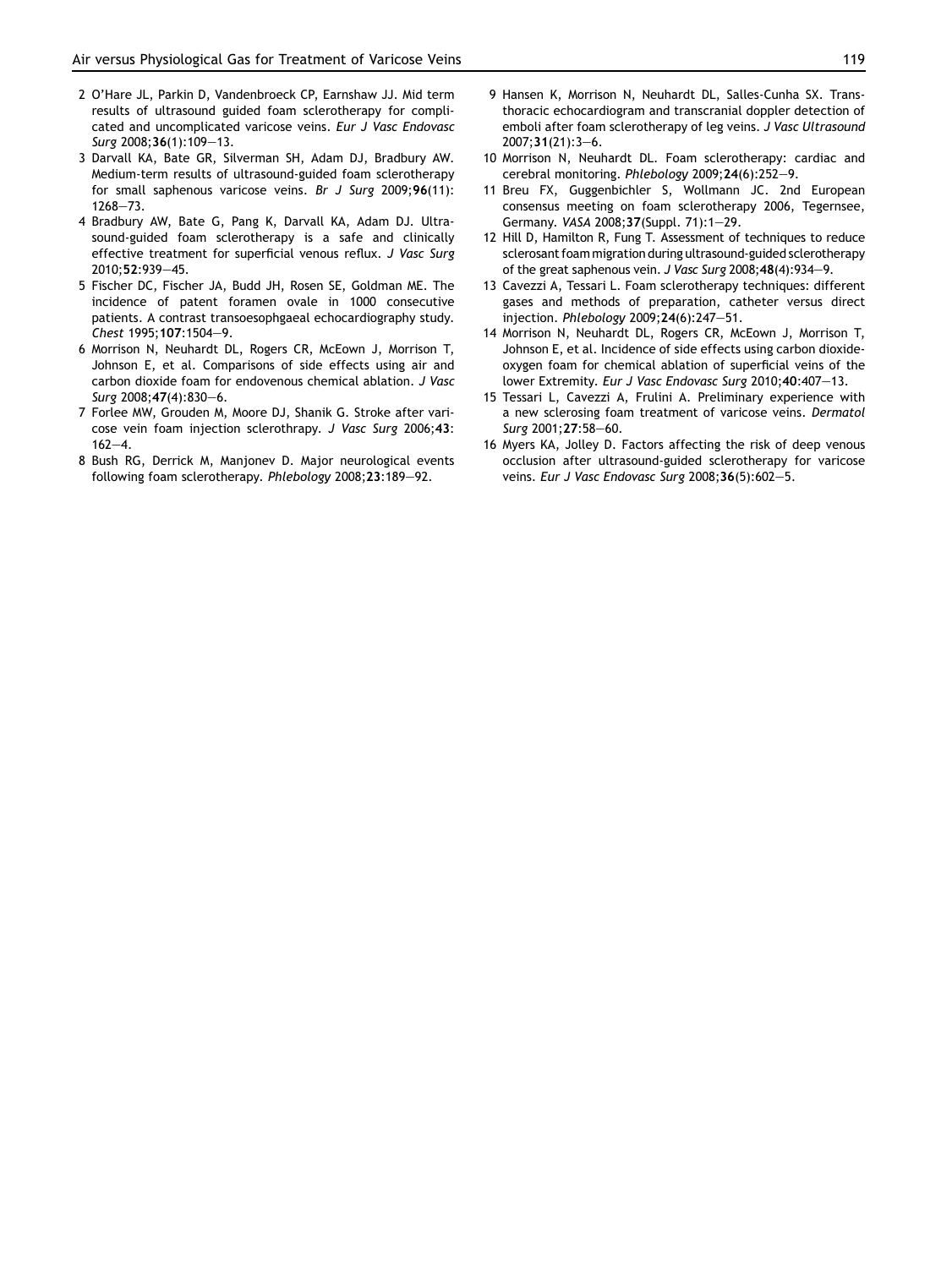2 O'Hare JL, Parkin D, Vandenbroeck CP, Earnshaw JJ. Mid term results of ultrasound guided foam sclerotherapy for complicated and uncomplicated varicose veins. *Eur J Vasc Endovasc Surg* 2008;**36**(1):109–13.

3 Darvall KA, Bate GR, Silverman SH, Adam DJ, Bradbury AW. Medium-term results of ultrasound-guided foam sclerotherapy for small saphenous varicose veins. *Br J Surg* 2009;**96**(11): 1268–73.

4 Bradbury AW, Bate G, Pang K, Darvall KA, Adam DJ. Ultrasound-guided foam sclerotherapy is a safe and clinically effective treatment for superficial venous reflux. *J Vasc Surg* 2010;**52**:939–45.

5 Fischer DC, Fischer JA, Budd JH, Rosen SE, Goldman ME. The incidence of patent foramen ovale in 1000 consecutive patients. A contrast transoesophgaeal echocardiography study. *Chest* 1995;**107**:1504–9.

6 Morrison N, Neuhardt DL, Rogers CR, McEown J, Morrison T, Johnson E, et al. Comparisons of side effects using air and carbon dioxide foam for endovenous chemical ablation. *J Vasc Surg* 2008;**47**(4):830–6.

7 Forlee MW, Grouden M, Moore DJ, Shanik G. Stroke after varicose vein foam injection sclerothrapy. *J Vasc Surg* 2006;**43**: 162–4.

8 Bush RG, Derrick M, Manjonev D. Major neurological events following foam sclerotherapy. *Phlebology* 2008;**23**:189–92.

9 Hansen K, Morrison N, Neuhardt DL, Salles-Cunha SX. Transthoracic echocardiogram and transcranial doppler detection of emboli after foam sclerotherapy of leg veins. *J Vasc Ultrasound* 2007;**31**(21):3–6.

10 Morrison N, Neuhardt DL. Foam sclerotherapy: cardiac and cerebral monitoring. *Phlebology* 2009;**24**(6):252–9.

11 Breu FX, Guggenbichler S, Wollmann JC. 2nd European consensus meeting on foam sclerotherapy 2006, Tegernsee, Germany. *VASA* 2008;**37**(Suppl. 71):1–29.

12 Hill D, Hamilton R, Fung T. Assessment of techniques to reduce sclerosant foam migration during ultrasound-guided sclerotherapy of the great saphenous vein. *J Vasc Surg* 2008;**48**(4):934–9.

13 Cavezzi A, Tessari L. Foam sclerotherapy techniques: different gases and methods of preparation, catheter versus direct injection. *Phlebology* 2009;**24**(6):247–51.

14 Morrison N, Neuhardt DL, Rogers CR, McEown J, Morrison T, Johnson E, et al. Incidence of side effects using carbon dioxide-oxygen foam for chemical ablation of superficial veins of the lower Extremity. *Eur J Vasc Endovasc Surg* 2010;**40**:407–13.

15 Tessari L, Cavezzi A, Frulini A. Preliminary experience with a new sclerosing foam treatment of varicose veins. *Dermatol Surg* 2001;**27**:58–60.

16 Myers KA, Jolley D. Factors affecting the risk of deep venous occlusion after ultrasound-guided sclerotherapy for varicose veins. *Eur J Vasc Endovasc Surg* 2008;**36**(5):602–5.